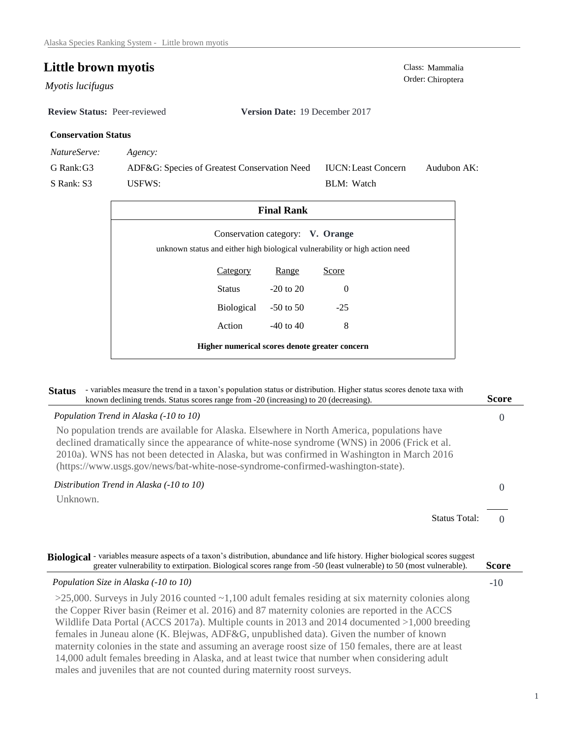# Little brown myotis

*Myotis lucifugus*

Class: Mammalia
Order: Chiroptera

**Review Status:** Peer-reviewed **Version Date:** 19 December 2017

### Conservation Status

| *NatureServe:* | *Agency:* | | |
|---|---|---|---|
| G Rank: G3 | ADF&G: Species of Greatest Conservation Need | IUCN: Least Concern | Audubon AK: |
| S Rank: S3 | USFWS: | BLM: Watch | |

### Final Rank

Conservation category: **V. Orange**

unknown status and either high biological vulnerability or high action need

| Category | Range | Score |
|---|---|---|
| Status | -20 to 20 | 0 |
| Biological | -50 to 50 | -25 |
| Action | -40 to 40 | 8 |

**Higher numerical scores denote greater concern**

## Status

- variables measure the trend in a taxon's population status or distribution. Higher status scores denote taxa with known declining trends. Status scores range from -20 (increasing) to 20 (decreasing).

**Score**

*Population Trend in Alaska (-10 to 10)* — 0

No population trends are available for Alaska. Elsewhere in North America, populations have declined dramatically since the appearance of white-nose syndrome (WNS) in 2006 (Frick et al. 2010a). WNS has not been detected in Alaska, but was confirmed in Washington in March 2016 (https://www.usgs.gov/news/bat-white-nose-syndrome-confirmed-washington-state).

*Distribution Trend in Alaska (-10 to 10)* — 0

Unknown.

Status Total: 0

## Biological

- variables measure aspects of a taxon's distribution, abundance and life history. Higher biological scores suggest greater vulnerability to extirpation. Biological scores range from -50 (least vulnerable) to 50 (most vulnerable).

**Score**

*Population Size in Alaska (-10 to 10)* — -10

>25,000. Surveys in July 2016 counted ~1,100 adult females residing at six maternity colonies along the Copper River basin (Reimer et al. 2016) and 87 maternity colonies are reported in the ACCS Wildlife Data Portal (ACCS 2017a). Multiple counts in 2013 and 2014 documented >1,000 breeding females in Juneau alone (K. Blejwas, ADF&G, unpublished data). Given the number of known maternity colonies in the state and assuming an average roost size of 150 females, there are at least 14,000 adult females breeding in Alaska, and at least twice that number when considering adult males and juveniles that are not counted during maternity roost surveys.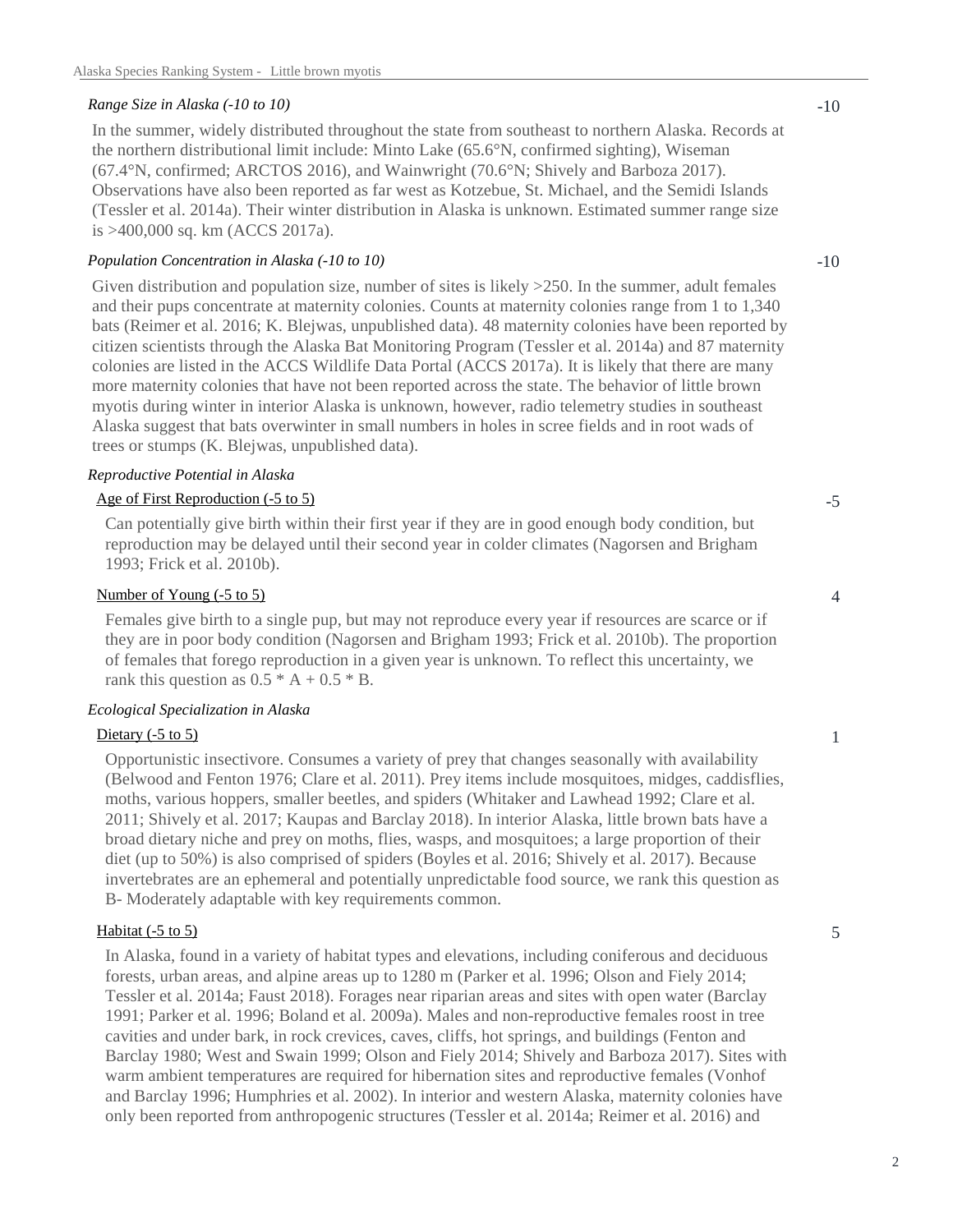*Range Size in Alaska (-10 to 10)* -10

In the summer, widely distributed throughout the state from southeast to northern Alaska. Records at the northern distributional limit include: Minto Lake (65.6°N, confirmed sighting), Wiseman (67.4°N, confirmed; ARCTOS 2016), and Wainwright (70.6°N; Shively and Barboza 2017). Observations have also been reported as far west as Kotzebue, St. Michael, and the Semidi Islands (Tessler et al. 2014a). Their winter distribution in Alaska is unknown. Estimated summer range size is >400,000 sq. km (ACCS 2017a).

*Population Concentration in Alaska (-10 to 10)* -10

Given distribution and population size, number of sites is likely >250. In the summer, adult females and their pups concentrate at maternity colonies. Counts at maternity colonies range from 1 to 1,340 bats (Reimer et al. 2016; K. Blejwas, unpublished data). 48 maternity colonies have been reported by citizen scientists through the Alaska Bat Monitoring Program (Tessler et al. 2014a) and 87 maternity colonies are listed in the ACCS Wildlife Data Portal (ACCS 2017a). It is likely that there are many more maternity colonies that have not been reported across the state. The behavior of little brown myotis during winter in interior Alaska is unknown, however, radio telemetry studies in southeast Alaska suggest that bats overwinter in small numbers in holes in scree fields and in root wads of trees or stumps (K. Blejwas, unpublished data).

*Reproductive Potential in Alaska*

Age of First Reproduction (-5 to 5) -5

Can potentially give birth within their first year if they are in good enough body condition, but reproduction may be delayed until their second year in colder climates (Nagorsen and Brigham 1993; Frick et al. 2010b).

Number of Young (-5 to 5) 4

Females give birth to a single pup, but may not reproduce every year if resources are scarce or if they are in poor body condition (Nagorsen and Brigham 1993; Frick et al. 2010b). The proportion of females that forego reproduction in a given year is unknown. To reflect this uncertainty, we rank this question as $0.5 * A + 0.5 * B$.

*Ecological Specialization in Alaska*

Dietary (-5 to 5) 1

Opportunistic insectivore. Consumes a variety of prey that changes seasonally with availability (Belwood and Fenton 1976; Clare et al. 2011). Prey items include mosquitoes, midges, caddisflies, moths, various hoppers, smaller beetles, and spiders (Whitaker and Lawhead 1992; Clare et al. 2011; Shively et al. 2017; Kaupas and Barclay 2018). In interior Alaska, little brown bats have a broad dietary niche and prey on moths, flies, wasps, and mosquitoes; a large proportion of their diet (up to 50%) is also comprised of spiders (Boyles et al. 2016; Shively et al. 2017). Because invertebrates are an ephemeral and potentially unpredictable food source, we rank this question as B- Moderately adaptable with key requirements common.

Habitat (-5 to 5) 5

In Alaska, found in a variety of habitat types and elevations, including coniferous and deciduous forests, urban areas, and alpine areas up to 1280 m (Parker et al. 1996; Olson and Fiely 2014; Tessler et al. 2014a; Faust 2018). Forages near riparian areas and sites with open water (Barclay 1991; Parker et al. 1996; Boland et al. 2009a). Males and non-reproductive females roost in tree cavities and under bark, in rock crevices, caves, cliffs, hot springs, and buildings (Fenton and Barclay 1980; West and Swain 1999; Olson and Fiely 2014; Shively and Barboza 2017). Sites with warm ambient temperatures are required for hibernation sites and reproductive females (Vonhof and Barclay 1996; Humphries et al. 2002). In interior and western Alaska, maternity colonies have only been reported from anthropogenic structures (Tessler et al. 2014a; Reimer et al. 2016) and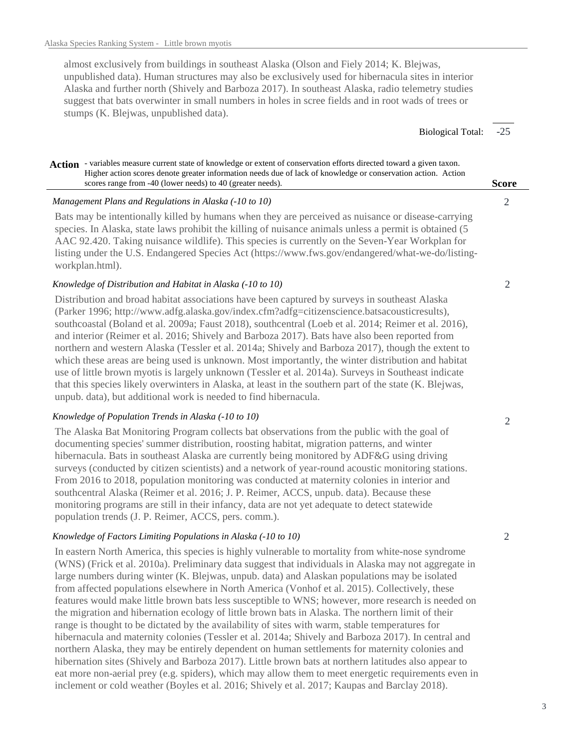almost exclusively from buildings in southeast Alaska (Olson and Fiely 2014; K. Blejwas, unpublished data). Human structures may also be exclusively used for hibernacula sites in interior Alaska and further north (Shively and Barboza 2017). In southeast Alaska, radio telemetry studies suggest that bats overwinter in small numbers in holes in scree fields and in root wads of trees or stumps (K. Blejwas, unpublished data).

Biological Total: -25

**Action** - variables measure current state of knowledge or extent of conservation efforts directed toward a given taxon. Higher action scores denote greater information needs due of lack of knowledge or conservation action. Action scores range from -40 (lower needs) to 40 (greater needs).

**Score**

*Management Plans and Regulations in Alaska (-10 to 10)* — 2

Bats may be intentionally killed by humans when they are perceived as nuisance or disease-carrying species. In Alaska, state laws prohibit the killing of nuisance animals unless a permit is obtained (5 AAC 92.420. Taking nuisance wildlife). This species is currently on the Seven-Year Workplan for listing under the U.S. Endangered Species Act (https://www.fws.gov/endangered/what-we-do/listing-workplan.html).

*Knowledge of Distribution and Habitat in Alaska (-10 to 10)* — 2

Distribution and broad habitat associations have been captured by surveys in southeast Alaska (Parker 1996; http://www.adfg.alaska.gov/index.cfm?adfg=citizenscience.batsacousticresults), southcoastal (Boland et al. 2009a; Faust 2018), southcentral (Loeb et al. 2014; Reimer et al. 2016), and interior (Reimer et al. 2016; Shively and Barboza 2017). Bats have also been reported from northern and western Alaska (Tessler et al. 2014a; Shively and Barboza 2017), though the extent to which these areas are being used is unknown. Most importantly, the winter distribution and habitat use of little brown myotis is largely unknown (Tessler et al. 2014a). Surveys in Southeast indicate that this species likely overwinters in Alaska, at least in the southern part of the state (K. Blejwas, unpub. data), but additional work is needed to find hibernacula.

*Knowledge of Population Trends in Alaska (-10 to 10)* — 2

The Alaska Bat Monitoring Program collects bat observations from the public with the goal of documenting species' summer distribution, roosting habitat, migration patterns, and winter hibernacula. Bats in southeast Alaska are currently being monitored by ADF&G using driving surveys (conducted by citizen scientists) and a network of year-round acoustic monitoring stations. From 2016 to 2018, population monitoring was conducted at maternity colonies in interior and southcentral Alaska (Reimer et al. 2016; J. P. Reimer, ACCS, unpub. data). Because these monitoring programs are still in their infancy, data are not yet adequate to detect statewide population trends (J. P. Reimer, ACCS, pers. comm.).

*Knowledge of Factors Limiting Populations in Alaska (-10 to 10)* — 2

In eastern North America, this species is highly vulnerable to mortality from white-nose syndrome (WNS) (Frick et al. 2010a). Preliminary data suggest that individuals in Alaska may not aggregate in large numbers during winter (K. Blejwas, unpub. data) and Alaskan populations may be isolated from affected populations elsewhere in North America (Vonhof et al. 2015). Collectively, these features would make little brown bats less susceptible to WNS; however, more research is needed on the migration and hibernation ecology of little brown bats in Alaska. The northern limit of their range is thought to be dictated by the availability of sites with warm, stable temperatures for hibernacula and maternity colonies (Tessler et al. 2014a; Shively and Barboza 2017). In central and northern Alaska, they may be entirely dependent on human settlements for maternity colonies and hibernation sites (Shively and Barboza 2017). Little brown bats at northern latitudes also appear to eat more non-aerial prey (e.g. spiders), which may allow them to meet energetic requirements even in inclement or cold weather (Boyles et al. 2016; Shively et al. 2017; Kaupas and Barclay 2018).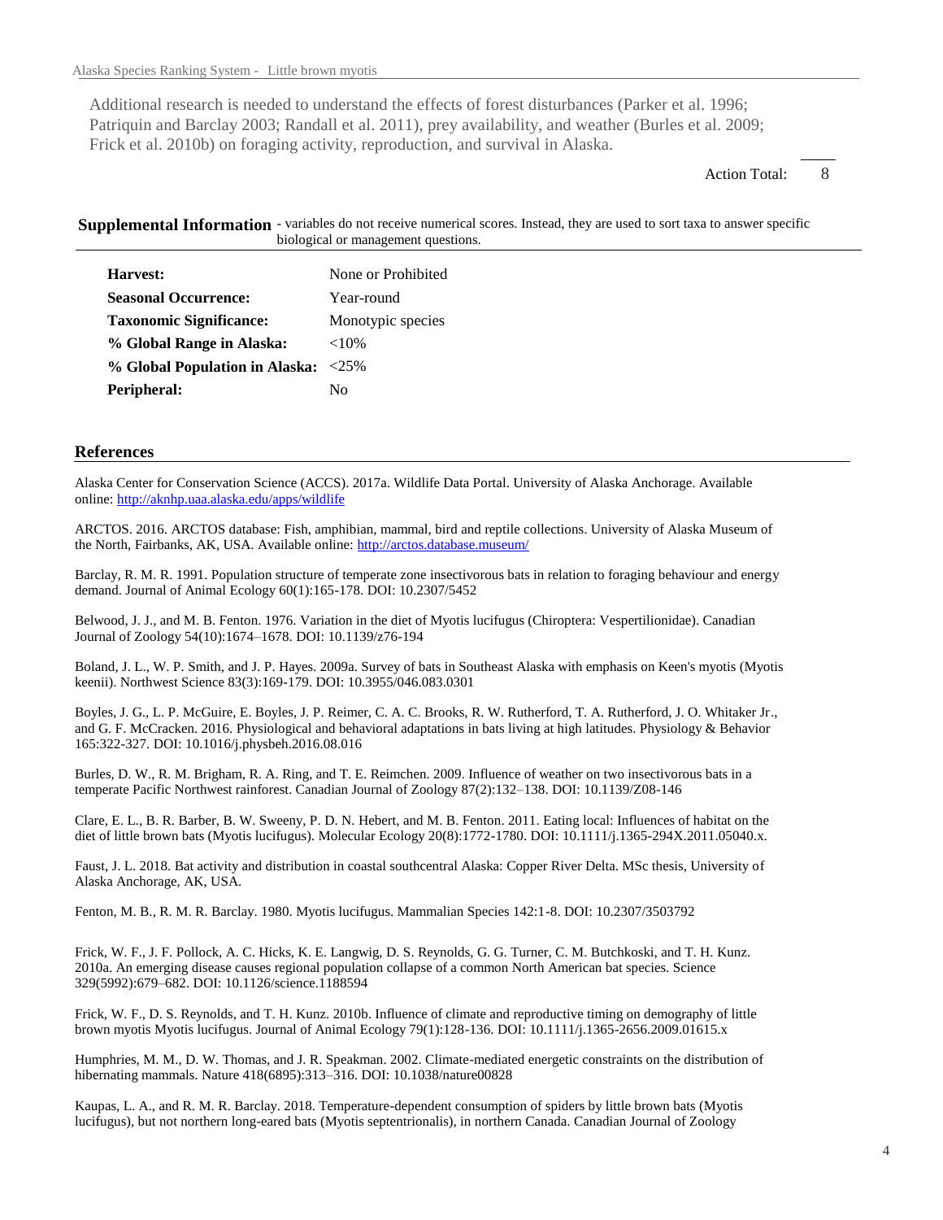Additional research is needed to understand the effects of forest disturbances (Parker et al. 1996; Patriquin and Barclay 2003; Randall et al. 2011), prey availability, and weather (Burles et al. 2009; Frick et al. 2010b) on foraging activity, reproduction, and survival in Alaska.

Action Total: 8

**Supplemental Information** - variables do not receive numerical scores. Instead, they are used to sort taxa to answer specific biological or management questions.

| | |
|---|---|
| **Harvest:** | None or Prohibited |
| **Seasonal Occurrence:** | Year-round |
| **Taxonomic Significance:** | Monotypic species |
| **% Global Range in Alaska:** | <10% |
| **% Global Population in Alaska:** | <25% |
| **Peripheral:** | No |

## References

Alaska Center for Conservation Science (ACCS). 2017a. Wildlife Data Portal. University of Alaska Anchorage. Available online: http://aknhp.uaa.alaska.edu/apps/wildlife

ARCTOS. 2016. ARCTOS database: Fish, amphibian, mammal, bird and reptile collections. University of Alaska Museum of the North, Fairbanks, AK, USA. Available online: http://arctos.database.museum/

Barclay, R. M. R. 1991. Population structure of temperate zone insectivorous bats in relation to foraging behaviour and energy demand. Journal of Animal Ecology 60(1):165-178. DOI: 10.2307/5452

Belwood, J. J., and M. B. Fenton. 1976. Variation in the diet of Myotis lucifugus (Chiroptera: Vespertilionidae). Canadian Journal of Zoology 54(10):1674–1678. DOI: 10.1139/z76-194

Boland, J. L., W. P. Smith, and J. P. Hayes. 2009a. Survey of bats in Southeast Alaska with emphasis on Keen's myotis (Myotis keenii). Northwest Science 83(3):169-179. DOI: 10.3955/046.083.0301

Boyles, J. G., L. P. McGuire, E. Boyles, J. P. Reimer, C. A. C. Brooks, R. W. Rutherford, T. A. Rutherford, J. O. Whitaker Jr., and G. F. McCracken. 2016. Physiological and behavioral adaptations in bats living at high latitudes. Physiology & Behavior 165:322-327. DOI: 10.1016/j.physbeh.2016.08.016

Burles, D. W., R. M. Brigham, R. A. Ring, and T. E. Reimchen. 2009. Influence of weather on two insectivorous bats in a temperate Pacific Northwest rainforest. Canadian Journal of Zoology 87(2):132–138. DOI: 10.1139/Z08-146

Clare, E. L., B. R. Barber, B. W. Sweeny, P. D. N. Hebert, and M. B. Fenton. 2011. Eating local: Influences of habitat on the diet of little brown bats (Myotis lucifugus). Molecular Ecology 20(8):1772-1780. DOI: 10.1111/j.1365-294X.2011.05040.x.

Faust, J. L. 2018. Bat activity and distribution in coastal southcentral Alaska: Copper River Delta. MSc thesis, University of Alaska Anchorage, AK, USA.

Fenton, M. B., R. M. R. Barclay. 1980. Myotis lucifugus. Mammalian Species 142:1-8. DOI: 10.2307/3503792

Frick, W. F., J. F. Pollock, A. C. Hicks, K. E. Langwig, D. S. Reynolds, G. G. Turner, C. M. Butchkoski, and T. H. Kunz. 2010a. An emerging disease causes regional population collapse of a common North American bat species. Science 329(5992):679–682. DOI: 10.1126/science.1188594

Frick, W. F., D. S. Reynolds, and T. H. Kunz. 2010b. Influence of climate and reproductive timing on demography of little brown myotis Myotis lucifugus. Journal of Animal Ecology 79(1):128-136. DOI: 10.1111/j.1365-2656.2009.01615.x

Humphries, M. M., D. W. Thomas, and J. R. Speakman. 2002. Climate-mediated energetic constraints on the distribution of hibernating mammals. Nature 418(6895):313–316. DOI: 10.1038/nature00828

Kaupas, L. A., and R. M. R. Barclay. 2018. Temperature-dependent consumption of spiders by little brown bats (Myotis lucifugus), but not northern long-eared bats (Myotis septentrionalis), in northern Canada. Canadian Journal of Zoology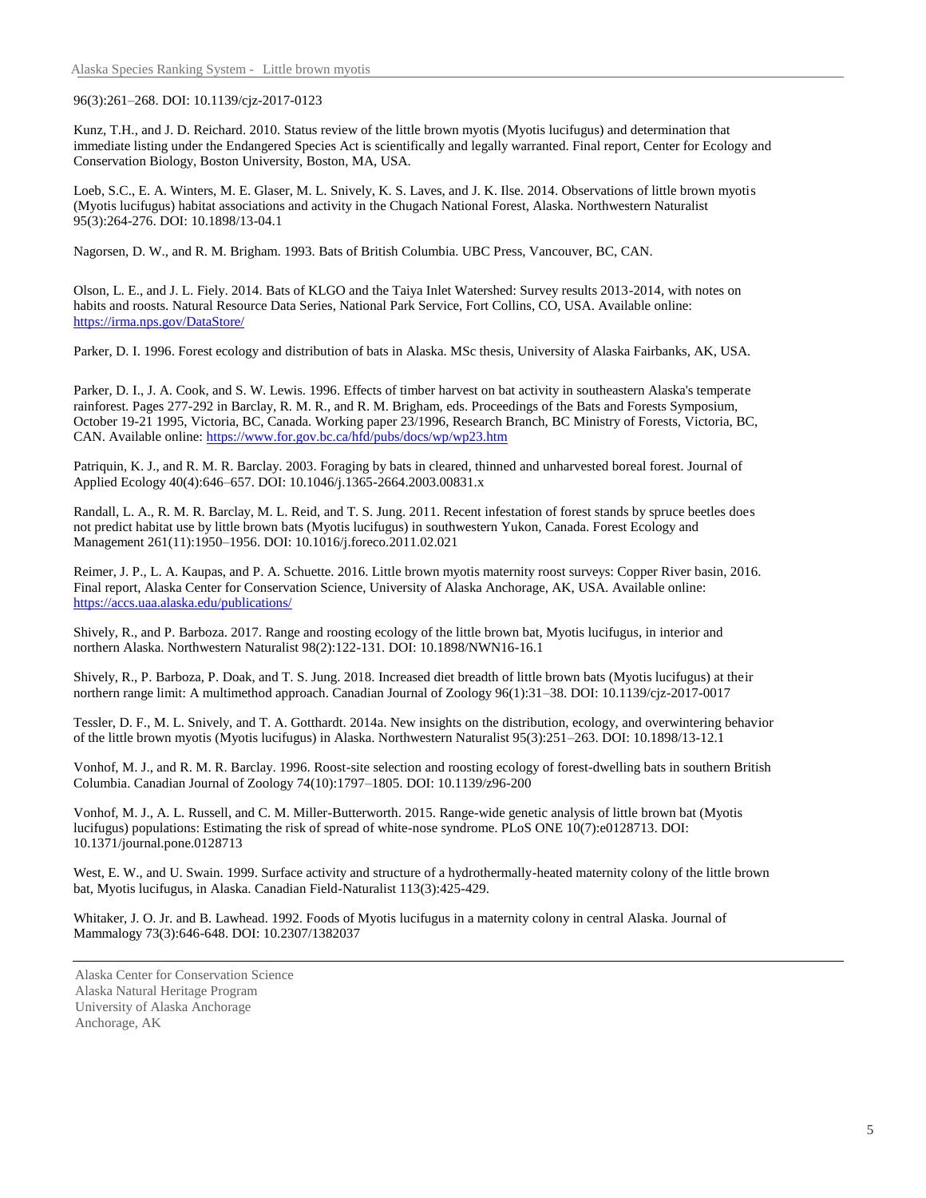96(3):261–268. DOI: 10.1139/cjz-2017-0123

Kunz, T.H., and J. D. Reichard. 2010. Status review of the little brown myotis (Myotis lucifugus) and determination that immediate listing under the Endangered Species Act is scientifically and legally warranted. Final report, Center for Ecology and Conservation Biology, Boston University, Boston, MA, USA.

Loeb, S.C., E. A. Winters, M. E. Glaser, M. L. Snively, K. S. Laves, and J. K. Ilse. 2014. Observations of little brown myotis (Myotis lucifugus) habitat associations and activity in the Chugach National Forest, Alaska. Northwestern Naturalist 95(3):264-276. DOI: 10.1898/13-04.1

Nagorsen, D. W., and R. M. Brigham. 1993. Bats of British Columbia. UBC Press, Vancouver, BC, CAN.

Olson, L. E., and J. L. Fiely. 2014. Bats of KLGO and the Taiya Inlet Watershed: Survey results 2013-2014, with notes on habits and roosts. Natural Resource Data Series, National Park Service, Fort Collins, CO, USA. Available online: https://irma.nps.gov/DataStore/

Parker, D. I. 1996. Forest ecology and distribution of bats in Alaska. MSc thesis, University of Alaska Fairbanks, AK, USA.

Parker, D. I., J. A. Cook, and S. W. Lewis. 1996. Effects of timber harvest on bat activity in southeastern Alaska's temperate rainforest. Pages 277-292 in Barclay, R. M. R., and R. M. Brigham, eds. Proceedings of the Bats and Forests Symposium, October 19-21 1995, Victoria, BC, Canada. Working paper 23/1996, Research Branch, BC Ministry of Forests, Victoria, BC, CAN. Available online: https://www.for.gov.bc.ca/hfd/pubs/docs/wp/wp23.htm

Patriquin, K. J., and R. M. R. Barclay. 2003. Foraging by bats in cleared, thinned and unharvested boreal forest. Journal of Applied Ecology 40(4):646–657. DOI: 10.1046/j.1365-2664.2003.00831.x

Randall, L. A., R. M. R. Barclay, M. L. Reid, and T. S. Jung. 2011. Recent infestation of forest stands by spruce beetles does not predict habitat use by little brown bats (Myotis lucifugus) in southwestern Yukon, Canada. Forest Ecology and Management 261(11):1950–1956. DOI: 10.1016/j.foreco.2011.02.021

Reimer, J. P., L. A. Kaupas, and P. A. Schuette. 2016. Little brown myotis maternity roost surveys: Copper River basin, 2016. Final report, Alaska Center for Conservation Science, University of Alaska Anchorage, AK, USA. Available online: https://accs.uaa.alaska.edu/publications/

Shively, R., and P. Barboza. 2017. Range and roosting ecology of the little brown bat, Myotis lucifugus, in interior and northern Alaska. Northwestern Naturalist 98(2):122-131. DOI: 10.1898/NWN16-16.1

Shively, R., P. Barboza, P. Doak, and T. S. Jung. 2018. Increased diet breadth of little brown bats (Myotis lucifugus) at their northern range limit: A multimethod approach. Canadian Journal of Zoology 96(1):31–38. DOI: 10.1139/cjz-2017-0017

Tessler, D. F., M. L. Snively, and T. A. Gotthardt. 2014a. New insights on the distribution, ecology, and overwintering behavior of the little brown myotis (Myotis lucifugus) in Alaska. Northwestern Naturalist 95(3):251–263. DOI: 10.1898/13-12.1

Vonhof, M. J., and R. M. R. Barclay. 1996. Roost-site selection and roosting ecology of forest-dwelling bats in southern British Columbia. Canadian Journal of Zoology 74(10):1797–1805. DOI: 10.1139/z96-200

Vonhof, M. J., A. L. Russell, and C. M. Miller-Butterworth. 2015. Range-wide genetic analysis of little brown bat (Myotis lucifugus) populations: Estimating the risk of spread of white-nose syndrome. PLoS ONE 10(7):e0128713. DOI: 10.1371/journal.pone.0128713

West, E. W., and U. Swain. 1999. Surface activity and structure of a hydrothermally-heated maternity colony of the little brown bat, Myotis lucifugus, in Alaska. Canadian Field-Naturalist 113(3):425-429.

Whitaker, J. O. Jr. and B. Lawhead. 1992. Foods of Myotis lucifugus in a maternity colony in central Alaska. Journal of Mammalogy 73(3):646-648. DOI: 10.2307/1382037